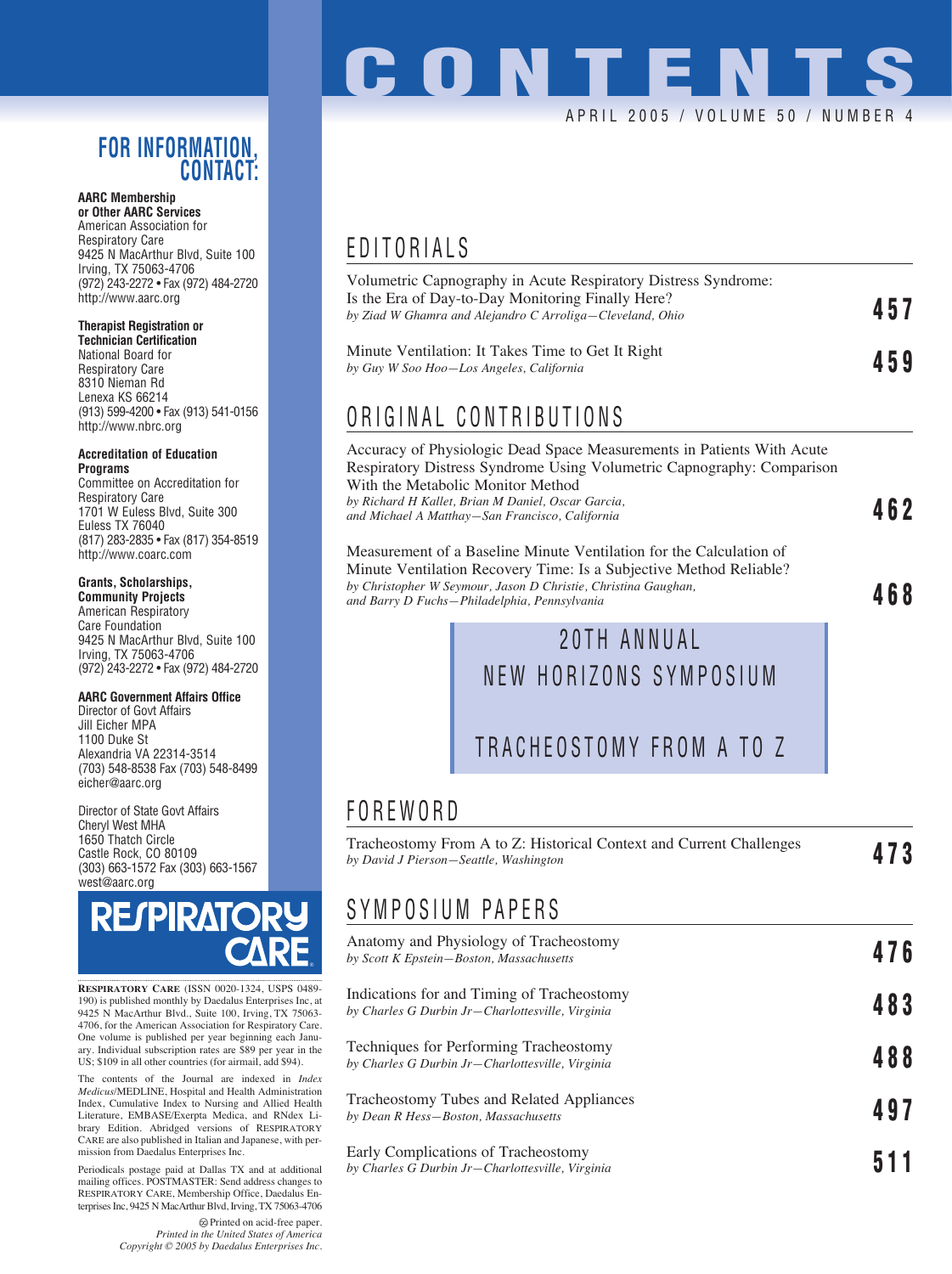# CONTENTS

APRIL 2005 / VOLUME 50 / NUMBER 4

## EDITORIALS

Volumetric Capnography in Acute Respiratory Distress Syndrome: Is the Era of Day-to-Day Monitoring Finally Here?
*by Ziad W Ghamra and Alejandro C Arroliga—Cleveland, Ohio* **457**

Minute Ventilation: It Takes Time to Get It Right
*by Guy W Soo Hoo—Los Angeles, California* **459**

## ORIGINAL CONTRIBUTIONS

Accuracy of Physiologic Dead Space Measurements in Patients With Acute Respiratory Distress Syndrome Using Volumetric Capnography: Comparison With the Metabolic Monitor Method
*by Richard H Kallet, Brian M Daniel, Oscar Garcia, and Michael A Matthay—San Francisco, California* **462**

Measurement of a Baseline Minute Ventilation for the Calculation of Minute Ventilation Recovery Time: Is a Subjective Method Reliable?
*by Christopher W Seymour, Jason D Christie, Christina Gaughan, and Barry D Fuchs—Philadelphia, Pennsylvania* **468**

## 20TH ANNUAL NEW HORIZONS SYMPOSIUM

## TRACHEOSTOMY FROM A TO Z

## FOREWORD

Tracheostomy From A to Z: Historical Context and Current Challenges
*by David J Pierson—Seattle, Washington* **473**

## SYMPOSIUM PAPERS

Anatomy and Physiology of Tracheostomy
*by Scott K Epstein—Boston, Massachusetts* **476**

Indications for and Timing of Tracheostomy
*by Charles G Durbin Jr—Charlottesville, Virginia* **483**

Techniques for Performing Tracheostomy
*by Charles G Durbin Jr—Charlottesville, Virginia* **488**

Tracheostomy Tubes and Related Appliances
*by Dean R Hess—Boston, Massachusetts* **497**

Early Complications of Tracheostomy
*by Charles G Durbin Jr—Charlottesville, Virginia* **511**

---

## FOR INFORMATION, CONTACT:

**AARC Membership or Other AARC Services**
American Association for Respiratory Care
9425 N MacArthur Blvd, Suite 100
Irving, TX 75063-4706
(972) 243-2272 • Fax (972) 484-2720
http://www.aarc.org

**Therapist Registration or Technician Certification**
National Board for Respiratory Care
8310 Nieman Rd
Lenexa KS 66214
(913) 599-4200 • Fax (913) 541-0156
http://www.nbrc.org

**Accreditation of Education Programs**
Committee on Accreditation for Respiratory Care
1701 W Euless Blvd, Suite 300
Euless TX 76040
(817) 283-2835 • Fax (817) 354-8519
http://www.coarc.com

**Grants, Scholarships, Community Projects**
American Respiratory Care Foundation
9425 N MacArthur Blvd, Suite 100
Irving, TX 75063-4706
(972) 243-2272 • Fax (972) 484-2720

**AARC Government Affairs Office**
Director of Govt Affairs
Jill Eicher MPA
1100 Duke St
Alexandria VA 22314-3514
(703) 548-8538 Fax (703) 548-8499
eicher@aarc.org

Director of State Govt Affairs
Cheryl West MHA
1650 Thatch Circle
Castle Rock, CO 80109
(303) 663-1572 Fax (303) 663-1567
west@aarc.org

RESPIRATORY CARE

RESPIRATORY CARE (ISSN 0020-1324, USPS 0489-190) is published monthly by Daedalus Enterprises Inc, at 9425 N MacArthur Blvd., Suite 100, Irving, TX 75063-4706, for the American Association for Respiratory Care. One volume is published per year beginning each January. Individual subscription rates are $89 per year in the US; $109 in all other countries (for airmail, add $94).

The contents of the Journal are indexed in *Index Medicus*/MEDLINE, Hospital and Health Administration Index, Cumulative Index to Nursing and Allied Health Literature, EMBASE/Exerpta Medica, and RNdex Library Edition. Abridged versions of RESPIRATORY CARE are also published in Italian and Japanese, with permission from Daedalus Enterprises Inc.

Periodicals postage paid at Dallas TX and at additional mailing offices. POSTMASTER: Send address changes to RESPIRATORY CARE, Membership Office, Daedalus Enterprises Inc, 9425 N MacArthur Blvd, Irving, TX 75063-4706

Printed on acid-free paper.
*Printed in the United States of America*
*Copyright © 2005 by Daedalus Enterprises Inc.*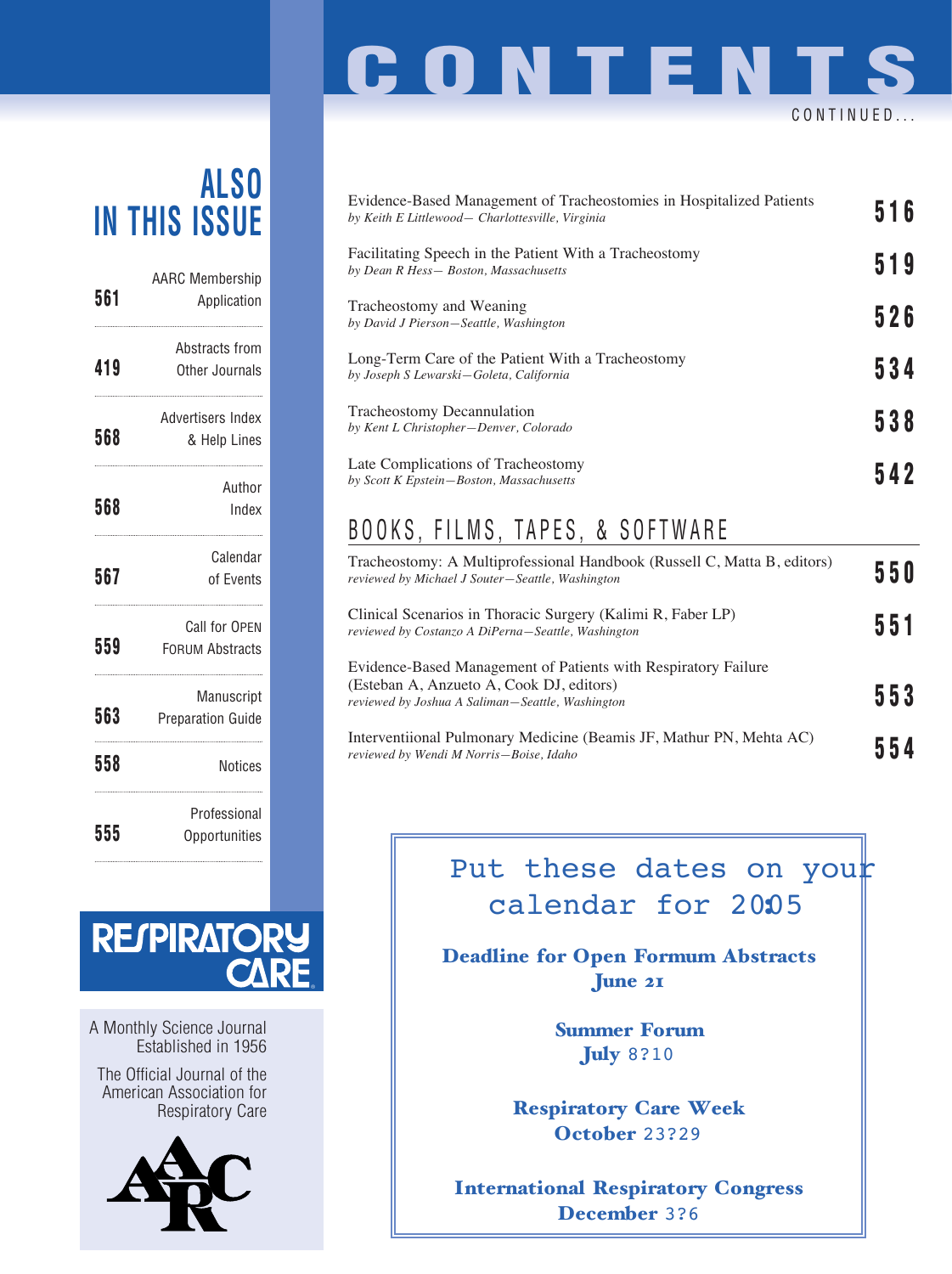# CONTENTS

CONTINUED...

Evidence-Based Management of Tracheostomies in Hospitalized Patients
*by Keith E Littlewood— Charlottesville, Virginia* **516**

Facilitating Speech in the Patient With a Tracheostomy
*by Dean R Hess— Boston, Massachusetts* **519**

Tracheostomy and Weaning
*by David J Pierson—Seattle, Washington* **526**

Long-Term Care of the Patient With a Tracheostomy
*by Joseph S Lewarski—Goleta, California* **534**

Tracheostomy Decannulation
*by Kent L Christopher—Denver, Colorado* **538**

Late Complications of Tracheostomy
*by Scott K Epstein—Boston, Massachusetts* **542**

## BOOKS, FILMS, TAPES, & SOFTWARE

Tracheostomy: A Multiprofessional Handbook (Russell C, Matta B, editors)
*reviewed by Michael J Souter—Seattle, Washington* **550**

Clinical Scenarios in Thoracic Surgery (Kalimi R, Faber LP)
*reviewed by Costanzo A DiPerna—Seattle, Washington* **551**

Evidence-Based Management of Patients with Respiratory Failure
(Esteban A, Anzueto A, Cook DJ, editors)
*reviewed by Joshua A Saliman—Seattle, Washington* **553**

Interventiional Pulmonary Medicine (Beamis JF, Mathur PN, Mehta AC)
*reviewed by Wendi M Norris—Boise, Idaho* **554**

## ALSO IN THIS ISSUE

| | |
|---|---|
| 561 | AARC Membership Application |
| 419 | Abstracts from Other Journals |
| 568 | Advertisers Index & Help Lines |
| 568 | Author Index |
| 567 | Calendar of Events |
| 559 | Call for OPEN FORUM Abstracts |
| 563 | Manuscript Preparation Guide |
| 558 | Notices |
| 555 | Professional Opportunities |

RESPIRATORY CARE

A Monthly Science Journal
Established in 1956

The Official Journal of the
American Association for
Respiratory Care

AARC

Put these dates on your calendar for 2005

**Deadline for Open Formum Abstracts**
**June 21**

**Summer Forum**
**July** 8?10

**Respiratory Care Week**
**October** 23?29

**International Respiratory Congress**
**December** 3?6